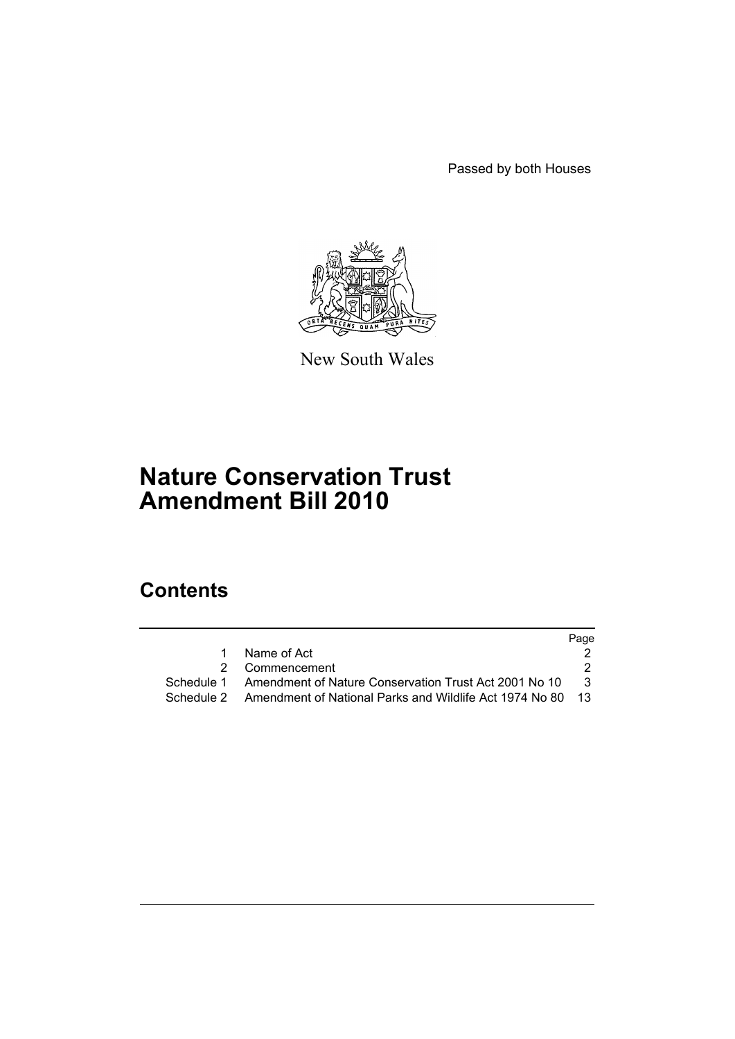Passed by both Houses

New South Wales

# Nature Conservation Trust Amendment Bill 2010

## Contents

| | | Page |
|---|---|---|
| 1 | Name of Act | 2 |
| 2 | Commencement | 2 |
| Schedule 1 | Amendment of Nature Conservation Trust Act 2001 No 10 | 3 |
| Schedule 2 | Amendment of National Parks and Wildlife Act 1974 No 80 | 13 |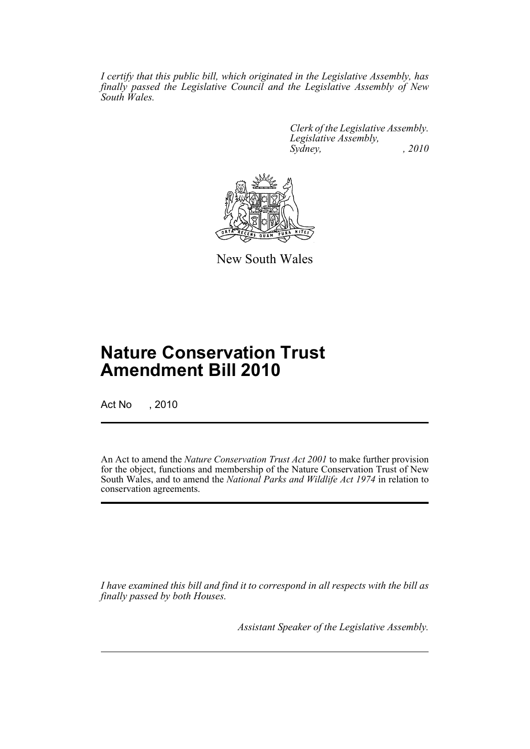*I certify that this public bill, which originated in the Legislative Assembly, has finally passed the Legislative Council and the Legislative Assembly of New South Wales.*

*Clerk of the Legislative Assembly.*
*Legislative Assembly,*
*Sydney, , 2010*

New South Wales

# Nature Conservation Trust Amendment Bill 2010

Act No , 2010

An Act to amend the *Nature Conservation Trust Act 2001* to make further provision for the object, functions and membership of the Nature Conservation Trust of New South Wales, and to amend the *National Parks and Wildlife Act 1974* in relation to conservation agreements.

*I have examined this bill and find it to correspond in all respects with the bill as finally passed by both Houses.*

*Assistant Speaker of the Legislative Assembly.*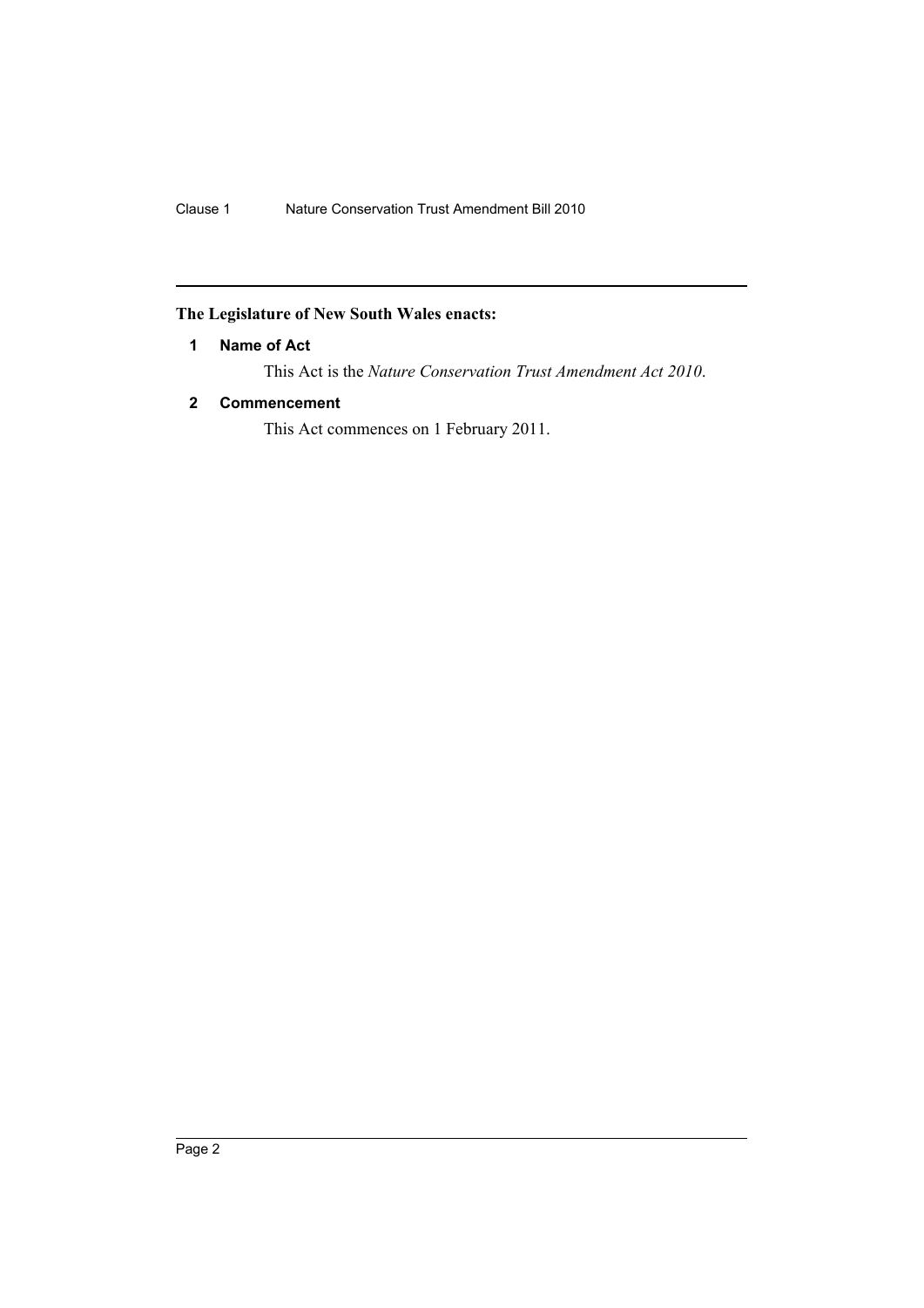**The Legislature of New South Wales enacts:**

### 1 Name of Act

This Act is the *Nature Conservation Trust Amendment Act 2010*.

### 2 Commencement

This Act commences on 1 February 2011.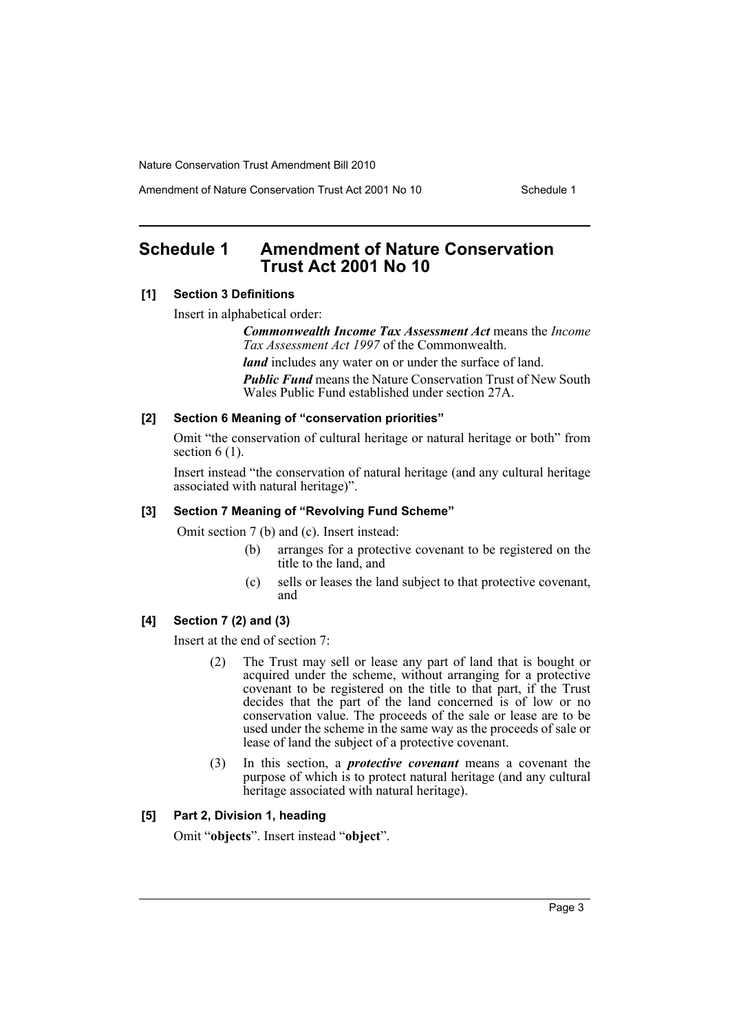# Schedule 1 Amendment of Nature Conservation Trust Act 2001 No 10

### [1] Section 3 Definitions

Insert in alphabetical order:

> ***Commonwealth Income Tax Assessment Act*** means the *Income Tax Assessment Act 1997* of the Commonwealth.
>
> ***land*** includes any water on or under the surface of land.
>
> ***Public Fund*** means the Nature Conservation Trust of New South Wales Public Fund established under section 27A.

### [2] Section 6 Meaning of "conservation priorities"

Omit "the conservation of cultural heritage or natural heritage or both" from section 6 (1).

Insert instead "the conservation of natural heritage (and any cultural heritage associated with natural heritage)".

### [3] Section 7 Meaning of "Revolving Fund Scheme"

Omit section 7 (b) and (c). Insert instead:

> (b) arranges for a protective covenant to be registered on the title to the land, and
>
> (c) sells or leases the land subject to that protective covenant, and

### [4] Section 7 (2) and (3)

Insert at the end of section 7:

> (2) The Trust may sell or lease any part of land that is bought or acquired under the scheme, without arranging for a protective covenant to be registered on the title to that part, if the Trust decides that the part of the land concerned is of low or no conservation value. The proceeds of the sale or lease are to be used under the scheme in the same way as the proceeds of sale or lease of land the subject of a protective covenant.
>
> (3) In this section, a ***protective covenant*** means a covenant the purpose of which is to protect natural heritage (and any cultural heritage associated with natural heritage).

### [5] Part 2, Division 1, heading

Omit "**objects**". Insert instead "**object**".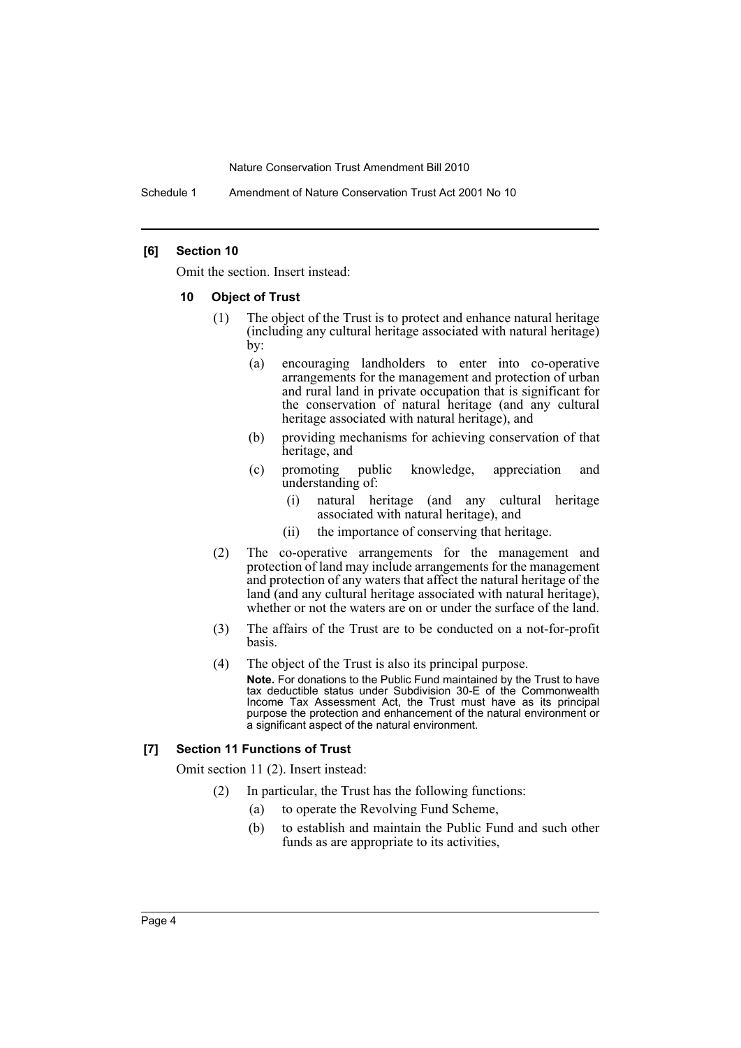### [6] Section 10

Omit the section. Insert instead:

#### 10 Object of Trust

(1) The object of the Trust is to protect and enhance natural heritage (including any cultural heritage associated with natural heritage) by:

- (a) encouraging landholders to enter into co-operative arrangements for the management and protection of urban and rural land in private occupation that is significant for the conservation of natural heritage (and any cultural heritage associated with natural heritage), and
- (b) providing mechanisms for achieving conservation of that heritage, and
- (c) promoting public knowledge, appreciation and understanding of:
  - (i) natural heritage (and any cultural heritage associated with natural heritage), and
  - (ii) the importance of conserving that heritage.

(2) The co-operative arrangements for the management and protection of land may include arrangements for the management and protection of any waters that affect the natural heritage of the land (and any cultural heritage associated with natural heritage), whether or not the waters are on or under the surface of the land.

(3) The affairs of the Trust are to be conducted on a not-for-profit basis.

(4) The object of the Trust is also its principal purpose.

**Note.** For donations to the Public Fund maintained by the Trust to have tax deductible status under Subdivision 30-E of the Commonwealth Income Tax Assessment Act, the Trust must have as its principal purpose the protection and enhancement of the natural environment or a significant aspect of the natural environment.

### [7] Section 11 Functions of Trust

Omit section 11 (2). Insert instead:

(2) In particular, the Trust has the following functions:

- (a) to operate the Revolving Fund Scheme,
- (b) to establish and maintain the Public Fund and such other funds as are appropriate to its activities,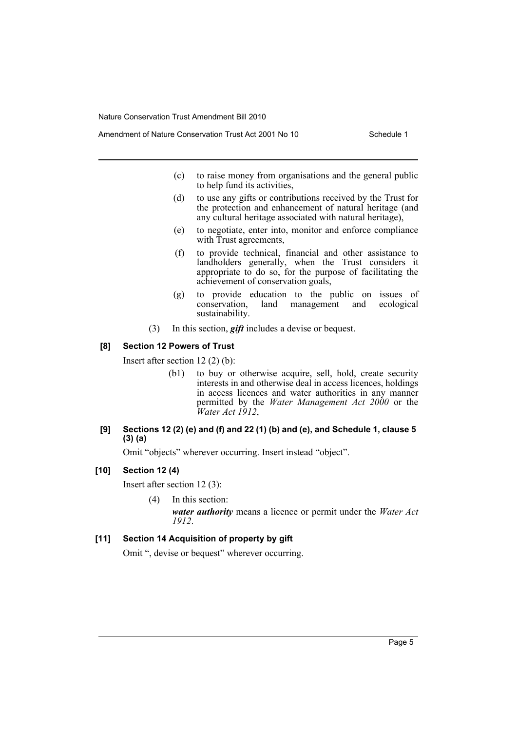(c) to raise money from organisations and the general public to help fund its activities,

(d) to use any gifts or contributions received by the Trust for the protection and enhancement of natural heritage (and any cultural heritage associated with natural heritage),

(e) to negotiate, enter into, monitor and enforce compliance with Trust agreements,

(f) to provide technical, financial and other assistance to landholders generally, when the Trust considers it appropriate to do so, for the purpose of facilitating the achievement of conservation goals,

(g) to provide education to the public on issues of conservation, land management and ecological sustainability.

(3) In this section, ***gift*** includes a devise or bequest.

### [8] Section 12 Powers of Trust

Insert after section 12 (2) (b):

(b1) to buy or otherwise acquire, sell, hold, create security interests in and otherwise deal in access licences, holdings in access licences and water authorities in any manner permitted by the *Water Management Act 2000* or the *Water Act 1912*,

### [9] Sections 12 (2) (e) and (f) and 22 (1) (b) and (e), and Schedule 1, clause 5 (3) (a)

Omit "objects" wherever occurring. Insert instead "object".

### [10] Section 12 (4)

Insert after section 12 (3):

(4) In this section:

***water authority*** means a licence or permit under the *Water Act 1912*.

### [11] Section 14 Acquisition of property by gift

Omit ", devise or bequest" wherever occurring.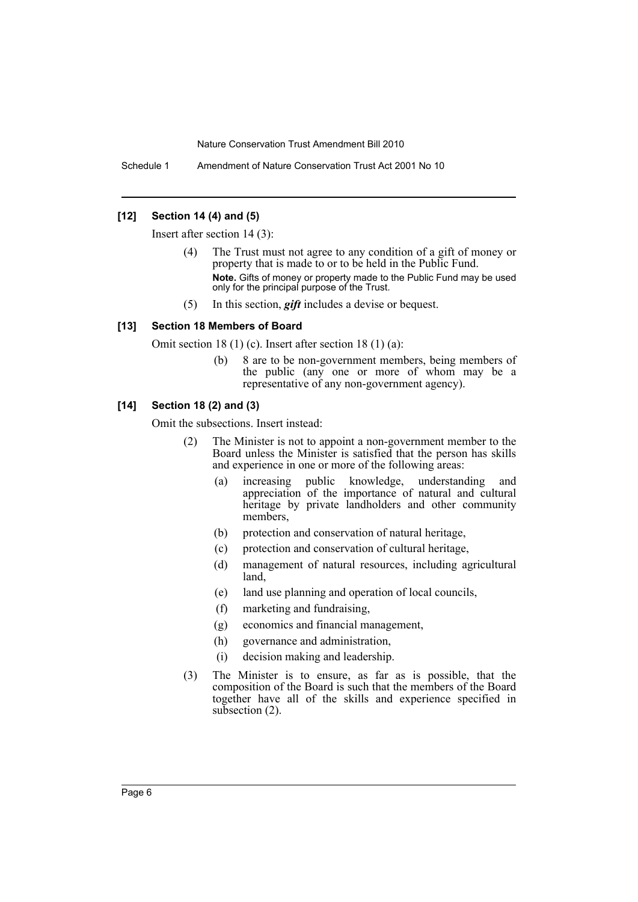### [12] Section 14 (4) and (5)

Insert after section 14 (3):

> (4) The Trust must not agree to any condition of a gift of money or property that is made to or to be held in the Public Fund.
>
> **Note.** Gifts of money or property made to the Public Fund may be used only for the principal purpose of the Trust.
>
> (5) In this section, ***gift*** includes a devise or bequest.

### [13] Section 18 Members of Board

Omit section 18 (1) (c). Insert after section 18 (1) (a):

> (b) 8 are to be non-government members, being members of the public (any one or more of whom may be a representative of any non-government agency).

### [14] Section 18 (2) and (3)

Omit the subsections. Insert instead:

> (2) The Minister is not to appoint a non-government member to the Board unless the Minister is satisfied that the person has skills and experience in one or more of the following areas:
>
> (a) increasing public knowledge, understanding and appreciation of the importance of natural and cultural heritage by private landholders and other community members,
>
> (b) protection and conservation of natural heritage,
>
> (c) protection and conservation of cultural heritage,
>
> (d) management of natural resources, including agricultural land,
>
> (e) land use planning and operation of local councils,
>
> (f) marketing and fundraising,
>
> (g) economics and financial management,
>
> (h) governance and administration,
>
> (i) decision making and leadership.
>
> (3) The Minister is to ensure, as far as is possible, that the composition of the Board is such that the members of the Board together have all of the skills and experience specified in subsection (2).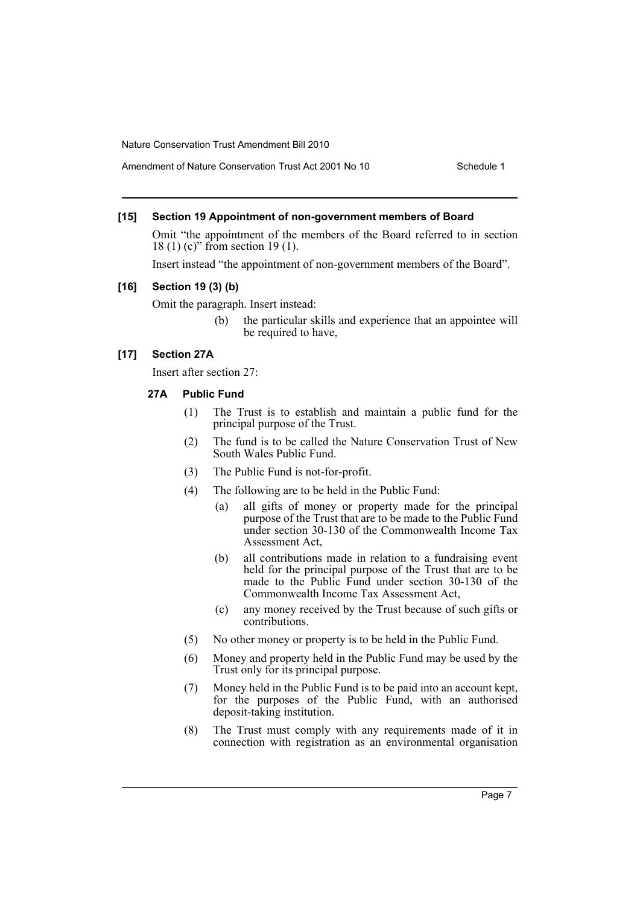### [15] Section 19 Appointment of non-government members of Board

Omit "the appointment of the members of the Board referred to in section 18 (1) (c)" from section 19 (1).

Insert instead "the appointment of non-government members of the Board".

### [16] Section 19 (3) (b)

Omit the paragraph. Insert instead:

> (b) the particular skills and experience that an appointee will be required to have,

### [17] Section 27A

Insert after section 27:

#### 27A Public Fund

(1) The Trust is to establish and maintain a public fund for the principal purpose of the Trust.

(2) The fund is to be called the Nature Conservation Trust of New South Wales Public Fund.

(3) The Public Fund is not-for-profit.

(4) The following are to be held in the Public Fund:

- (a) all gifts of money or property made for the principal purpose of the Trust that are to be made to the Public Fund under section 30-130 of the Commonwealth Income Tax Assessment Act,
- (b) all contributions made in relation to a fundraising event held for the principal purpose of the Trust that are to be made to the Public Fund under section 30-130 of the Commonwealth Income Tax Assessment Act,
- (c) any money received by the Trust because of such gifts or contributions.

(5) No other money or property is to be held in the Public Fund.

(6) Money and property held in the Public Fund may be used by the Trust only for its principal purpose.

(7) Money held in the Public Fund is to be paid into an account kept, for the purposes of the Public Fund, with an authorised deposit-taking institution.

(8) The Trust must comply with any requirements made of it in connection with registration as an environmental organisation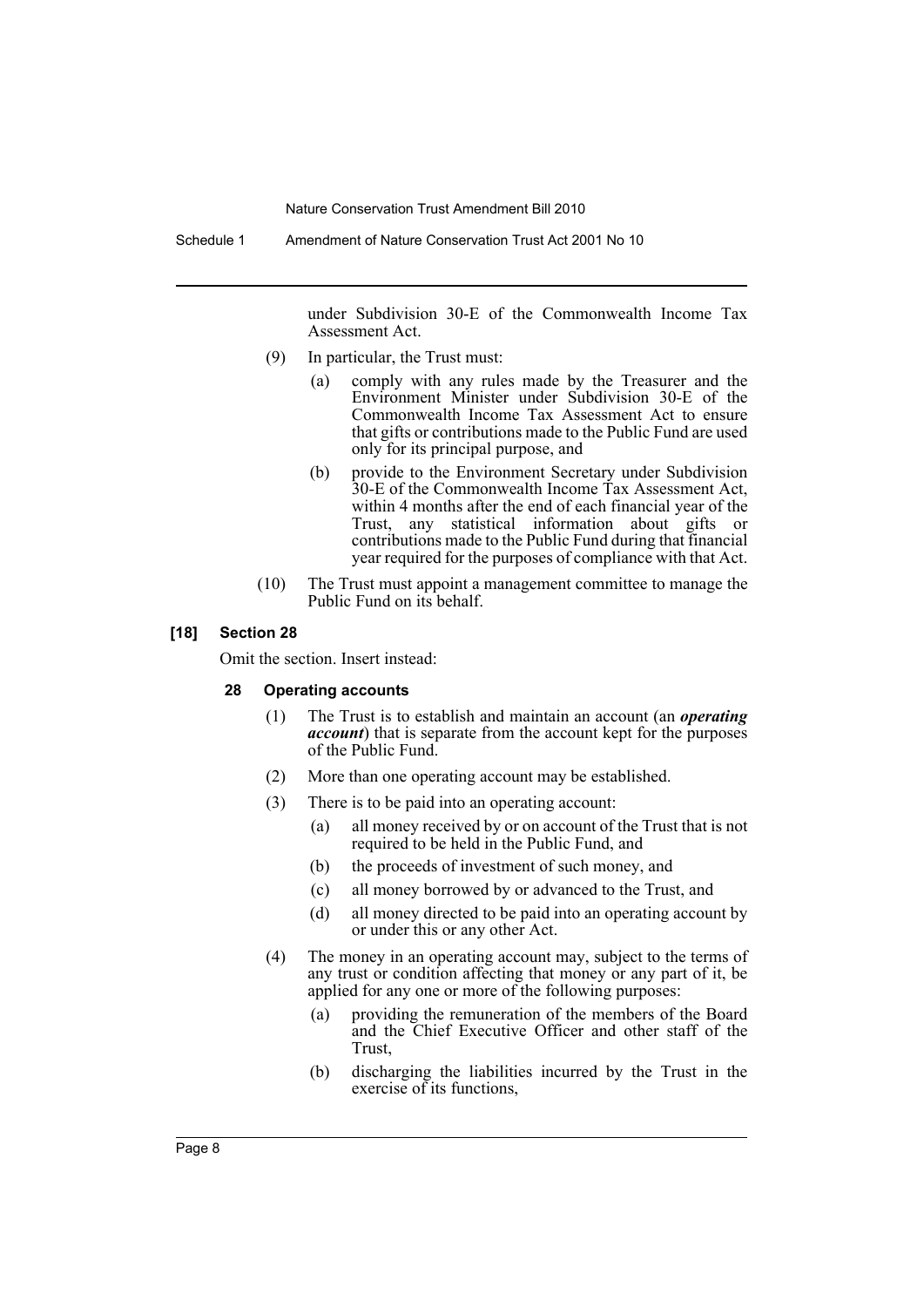under Subdivision 30-E of the Commonwealth Income Tax Assessment Act.

(9) In particular, the Trust must:

(a) comply with any rules made by the Treasurer and the Environment Minister under Subdivision 30-E of the Commonwealth Income Tax Assessment Act to ensure that gifts or contributions made to the Public Fund are used only for its principal purpose, and

(b) provide to the Environment Secretary under Subdivision 30-E of the Commonwealth Income Tax Assessment Act, within 4 months after the end of each financial year of the Trust, any statistical information about gifts or contributions made to the Public Fund during that financial year required for the purposes of compliance with that Act.

(10) The Trust must appoint a management committee to manage the Public Fund on its behalf.

**[18] Section 28**

Omit the section. Insert instead:

**28 Operating accounts**

(1) The Trust is to establish and maintain an account (an ***operating account***) that is separate from the account kept for the purposes of the Public Fund.

(2) More than one operating account may be established.

(3) There is to be paid into an operating account:

(a) all money received by or on account of the Trust that is not required to be held in the Public Fund, and

(b) the proceeds of investment of such money, and

(c) all money borrowed by or advanced to the Trust, and

(d) all money directed to be paid into an operating account by or under this or any other Act.

(4) The money in an operating account may, subject to the terms of any trust or condition affecting that money or any part of it, be applied for any one or more of the following purposes:

(a) providing the remuneration of the members of the Board and the Chief Executive Officer and other staff of the Trust,

(b) discharging the liabilities incurred by the Trust in the exercise of its functions,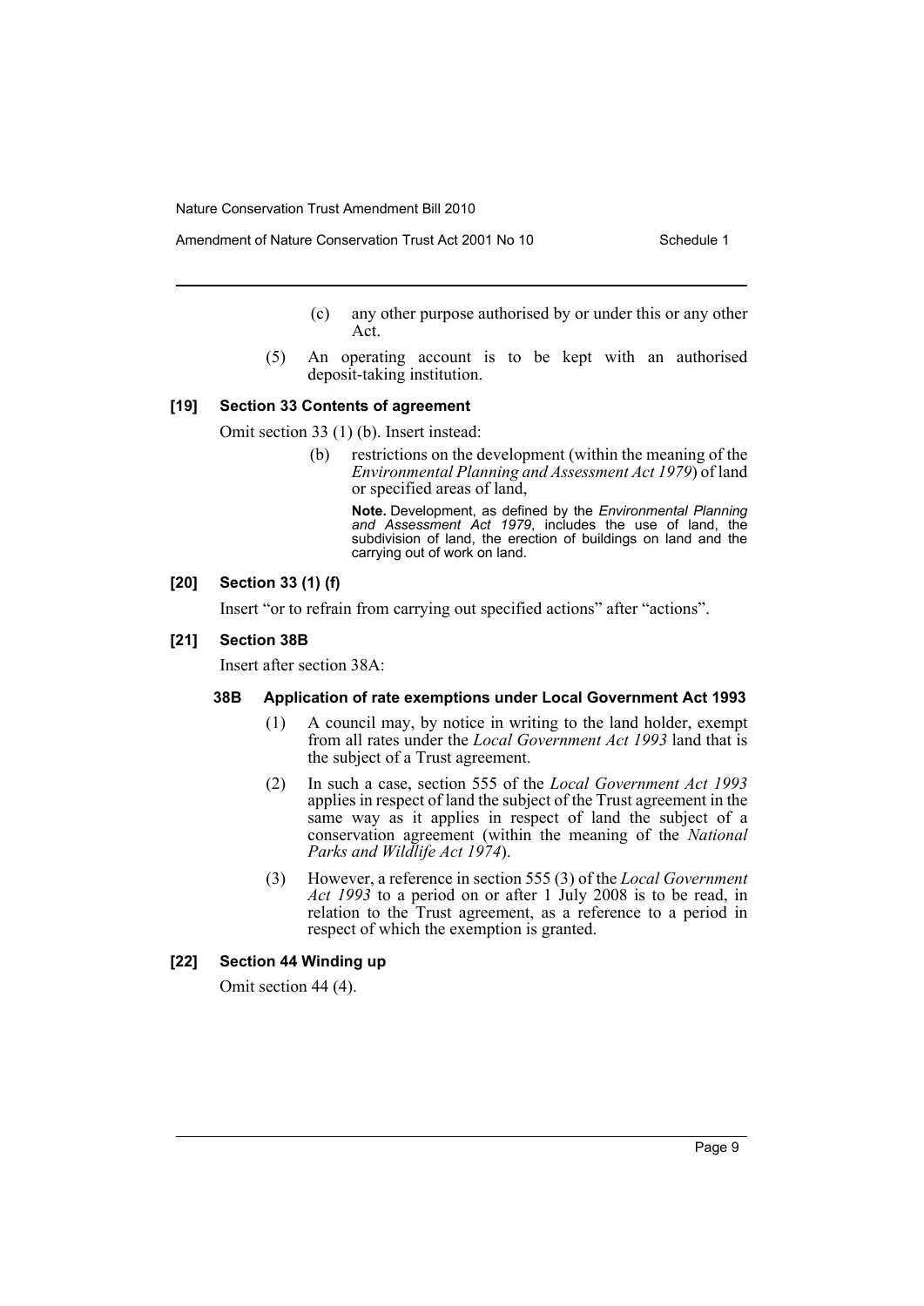(c) any other purpose authorised by or under this or any other Act.

(5) An operating account is to be kept with an authorised deposit-taking institution.

### [19] Section 33 Contents of agreement

Omit section 33 (1) (b). Insert instead:

(b) restrictions on the development (within the meaning of the *Environmental Planning and Assessment Act 1979*) of land or specified areas of land,

**Note.** Development, as defined by the *Environmental Planning and Assessment Act 1979*, includes the use of land, the subdivision of land, the erection of buildings on land and the carrying out of work on land.

### [20] Section 33 (1) (f)

Insert "or to refrain from carrying out specified actions" after "actions".

### [21] Section 38B

Insert after section 38A:

#### 38B Application of rate exemptions under Local Government Act 1993

(1) A council may, by notice in writing to the land holder, exempt from all rates under the *Local Government Act 1993* land that is the subject of a Trust agreement.

(2) In such a case, section 555 of the *Local Government Act 1993* applies in respect of land the subject of the Trust agreement in the same way as it applies in respect of land the subject of a conservation agreement (within the meaning of the *National Parks and Wildlife Act 1974*).

(3) However, a reference in section 555 (3) of the *Local Government Act 1993* to a period on or after 1 July 2008 is to be read, in relation to the Trust agreement, as a reference to a period in respect of which the exemption is granted.

### [22] Section 44 Winding up

Omit section 44 (4).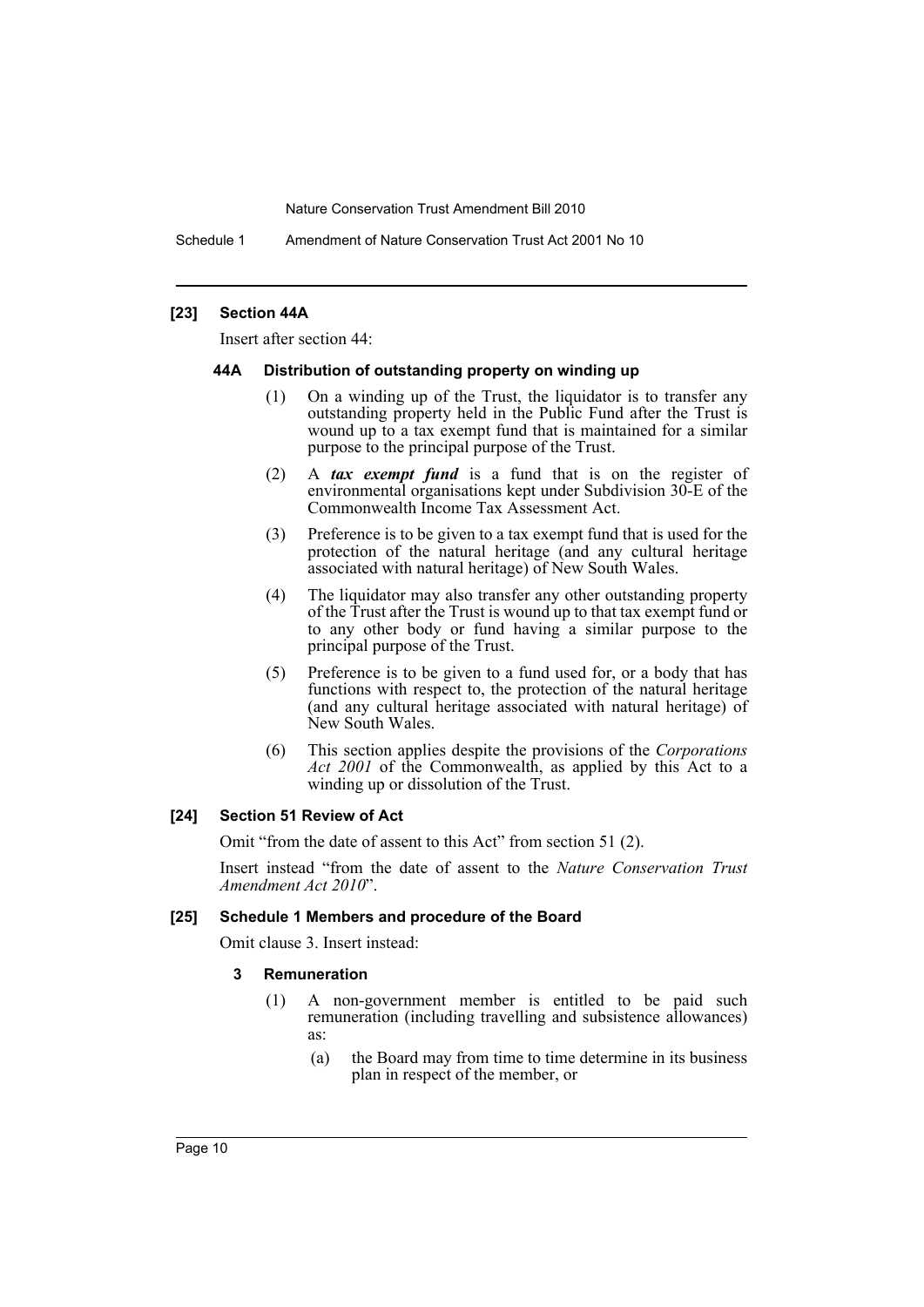#### [23] Section 44A

Insert after section 44:

##### 44A Distribution of outstanding property on winding up

(1) On a winding up of the Trust, the liquidator is to transfer any outstanding property held in the Public Fund after the Trust is wound up to a tax exempt fund that is maintained for a similar purpose to the principal purpose of the Trust.

(2) A ***tax exempt fund*** is a fund that is on the register of environmental organisations kept under Subdivision 30-E of the Commonwealth Income Tax Assessment Act.

(3) Preference is to be given to a tax exempt fund that is used for the protection of the natural heritage (and any cultural heritage associated with natural heritage) of New South Wales.

(4) The liquidator may also transfer any other outstanding property of the Trust after the Trust is wound up to that tax exempt fund or to any other body or fund having a similar purpose to the principal purpose of the Trust.

(5) Preference is to be given to a fund used for, or a body that has functions with respect to, the protection of the natural heritage (and any cultural heritage associated with natural heritage) of New South Wales.

(6) This section applies despite the provisions of the *Corporations Act 2001* of the Commonwealth, as applied by this Act to a winding up or dissolution of the Trust.

#### [24] Section 51 Review of Act

Omit "from the date of assent to this Act" from section 51 (2).

Insert instead "from the date of assent to the *Nature Conservation Trust Amendment Act 2010*".

#### [25] Schedule 1 Members and procedure of the Board

Omit clause 3. Insert instead:

##### 3 Remuneration

(1) A non-government member is entitled to be paid such remuneration (including travelling and subsistence allowances) as:

(a) the Board may from time to time determine in its business plan in respect of the member, or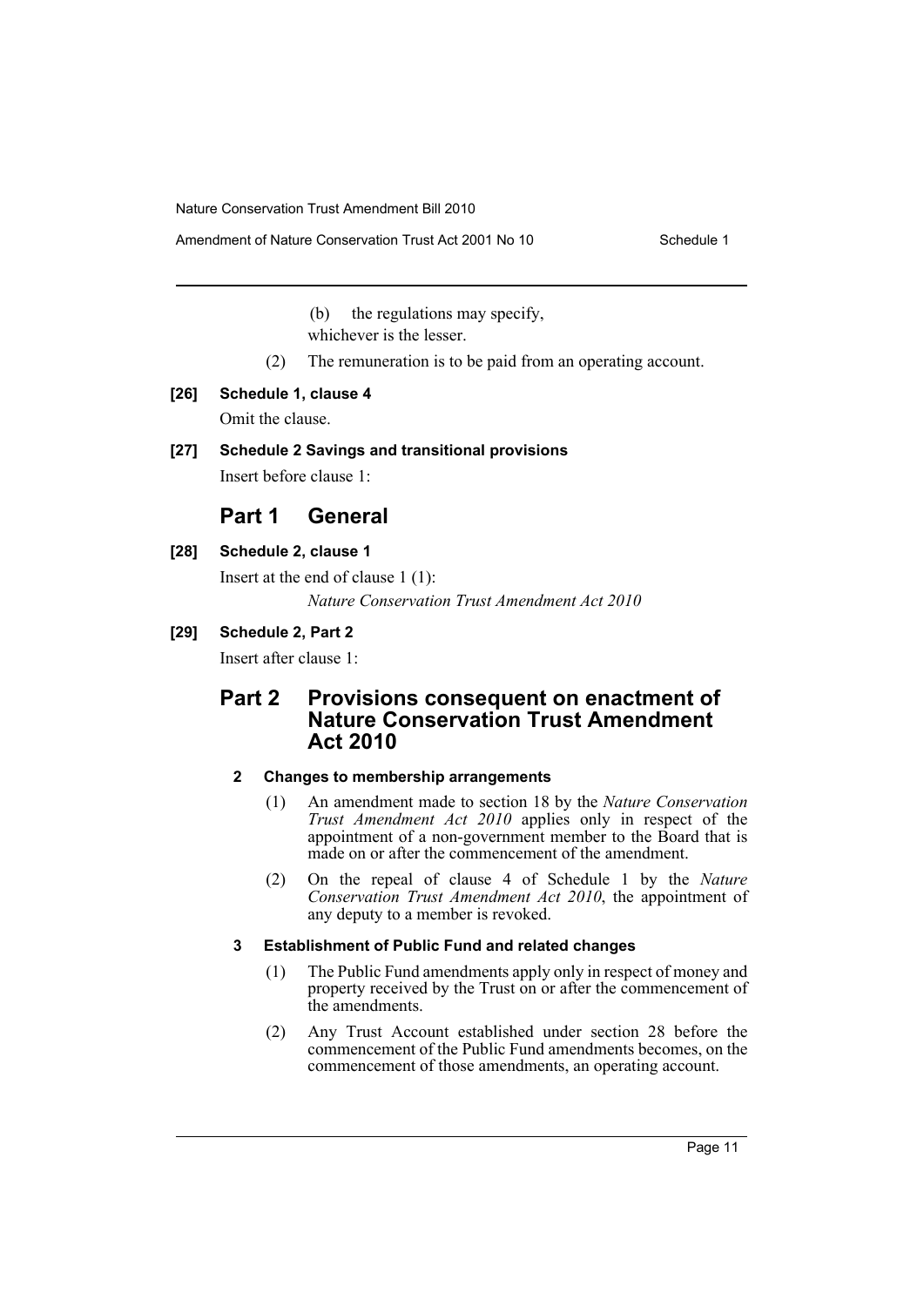(b) the regulations may specify,

whichever is the lesser.

(2) The remuneration is to be paid from an operating account.

**[26] Schedule 1, clause 4**

Omit the clause.

**[27] Schedule 2 Savings and transitional provisions**

Insert before clause 1:

## Part 1 General

**[28] Schedule 2, clause 1**

Insert at the end of clause 1 (1):

*Nature Conservation Trust Amendment Act 2010*

**[29] Schedule 2, Part 2**

Insert after clause 1:

## Part 2 Provisions consequent on enactment of Nature Conservation Trust Amendment Act 2010

### 2 Changes to membership arrangements

(1) An amendment made to section 18 by the *Nature Conservation Trust Amendment Act 2010* applies only in respect of the appointment of a non-government member to the Board that is made on or after the commencement of the amendment.

(2) On the repeal of clause 4 of Schedule 1 by the *Nature Conservation Trust Amendment Act 2010*, the appointment of any deputy to a member is revoked.

### 3 Establishment of Public Fund and related changes

(1) The Public Fund amendments apply only in respect of money and property received by the Trust on or after the commencement of the amendments.

(2) Any Trust Account established under section 28 before the commencement of the Public Fund amendments becomes, on the commencement of those amendments, an operating account.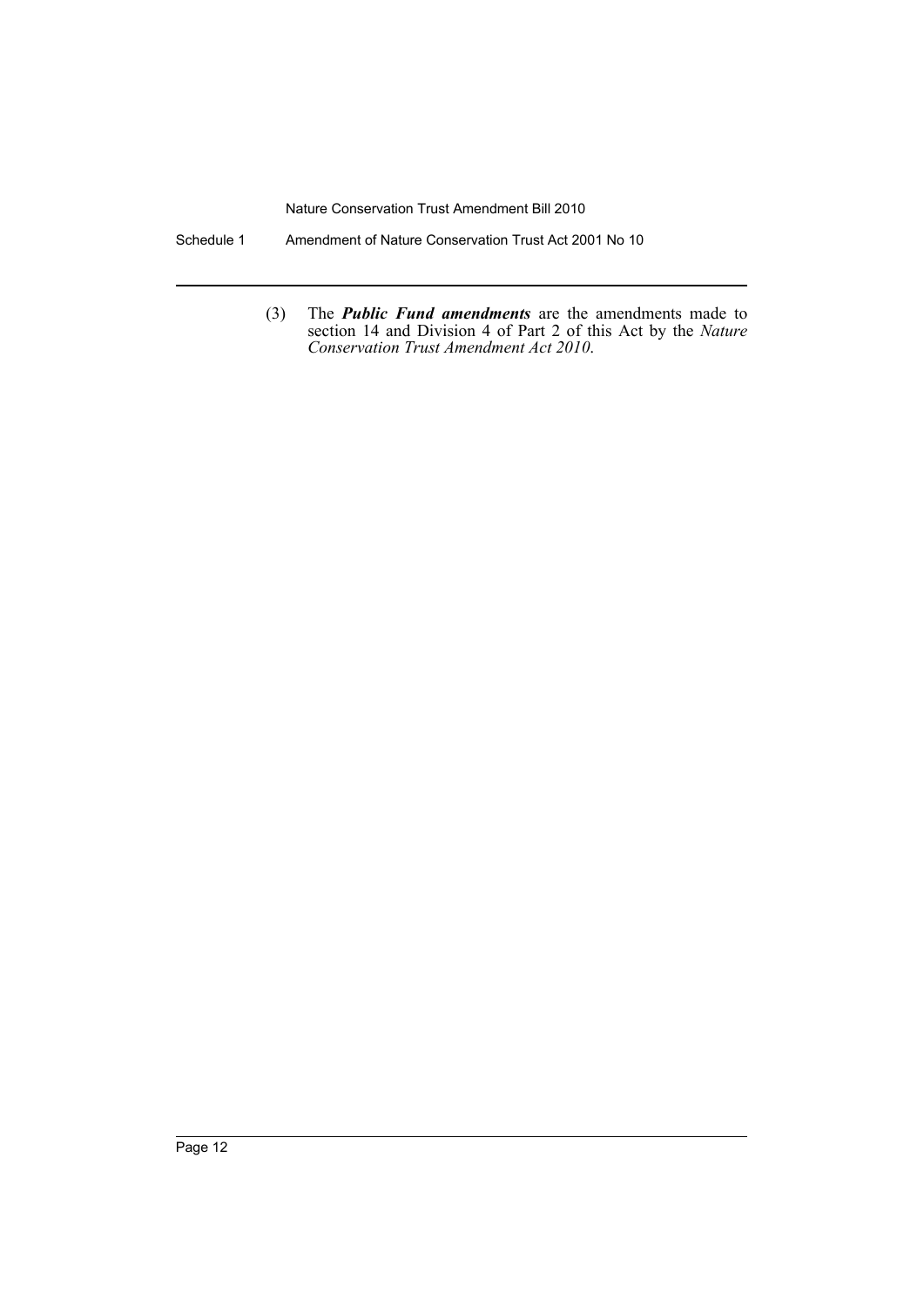(3) The ***Public Fund amendments*** are the amendments made to section 14 and Division 4 of Part 2 of this Act by the *Nature Conservation Trust Amendment Act 2010*.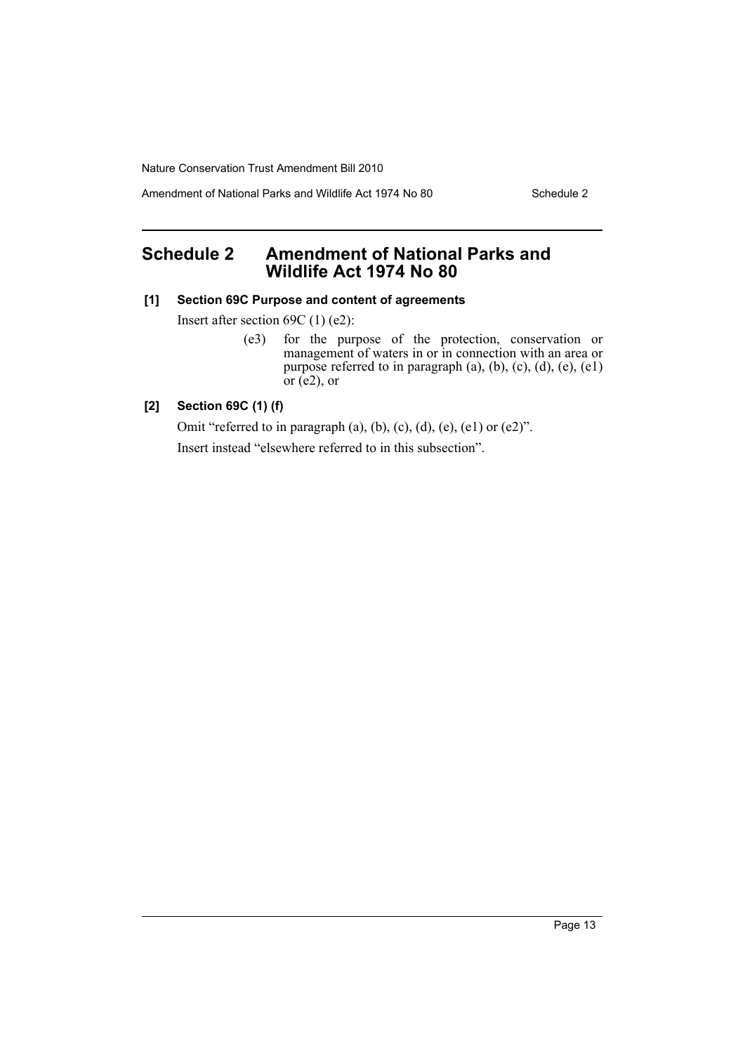# Schedule 2 Amendment of National Parks and Wildlife Act 1974 No 80

**[1] Section 69C Purpose and content of agreements**

Insert after section 69C (1) (e2):

> (e3) for the purpose of the protection, conservation or management of waters in or in connection with an area or purpose referred to in paragraph (a), (b), (c), (d), (e), (e1) or (e2), or

**[2] Section 69C (1) (f)**

Omit "referred to in paragraph (a), (b), (c), (d), (e), (e1) or (e2)".

Insert instead "elsewhere referred to in this subsection".